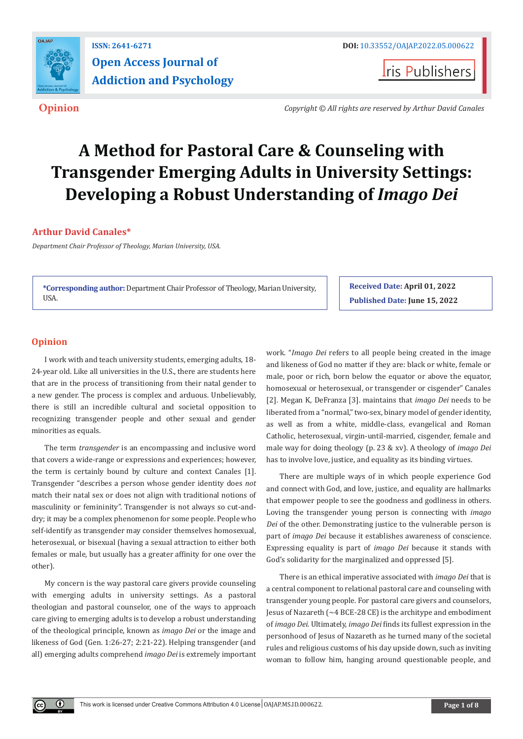**Opinion**

*Copyright © All rights are reserved by Arthur David Canales*

# A Method for Pastoral Care & Counseling with Transgender Emerging Adults in University Settings: Developing a Robust Understanding of *Imago Dei*

**Arthur David Canales***

*Department Chair Professor of Theology, Marian University, USA.*

***Corresponding author:** Department Chair Professor of Theology, Marian University, USA.

**Received Date: April 01, 2022**

**Published Date: June 15, 2022**

## Opinion

I work with and teach university students, emerging adults, 18-24-year old. Like all universities in the U.S., there are students here that are in the process of transitioning from their natal gender to a new gender. The process is complex and arduous. Unbelievably, there is still an incredible cultural and societal opposition to recognizing transgender people and other sexual and gender minorities as equals.

The term *transgender* is an encompassing and inclusive word that covers a wide-range or expressions and experiences; however, the term is certainly bound by culture and context Canales [1]. Transgender "describes a person whose gender identity does *not* match their natal sex or does not align with traditional notions of masculinity or femininity". Transgender is not always so cut-and-dry; it may be a complex phenomenon for some people. People who self-identify as transgender may consider themselves homosexual, heterosexual, or bisexual (having a sexual attraction to either both females or male, but usually has a greater affinity for one over the other).

My concern is the way pastoral care givers provide counseling with emerging adults in university settings. As a pastoral theologian and pastoral counselor, one of the ways to approach care giving to emerging adults is to develop a robust understanding of the theological principle, known as *imago Dei* or the image and likeness of God (Gen. 1:26-27; 2:21-22). Helping transgender (and all) emerging adults comprehend *imago Dei* is extremely important work. "*Imago Dei* refers to all people being created in the image and likeness of God no matter if they are: black or white, female or male, poor or rich, born below the equator or above the equator, homosexual or heterosexual, or transgender or cisgender" Canales [2]. Megan K, DeFranza [3]. maintains that *imago Dei* needs to be liberated from a "normal," two-sex, binary model of gender identity, as well as from a white, middle-class, evangelical and Roman Catholic, heterosexual, virgin-until-married, cisgender, female and male way for doing theology (p. 23 & xv). A theology of *imago Dei* has to involve love, justice, and equality as its binding virtues.

There are multiple ways of in which people experience God and connect with God, and love, justice, and equality are hallmarks that empower people to see the goodness and godliness in others. Loving the transgender young person is connecting with *imago Dei* of the other. Demonstrating justice to the vulnerable person is part of *imago Dei* because it establishes awareness of conscience. Expressing equality is part of *imago Dei* because it stands with God's solidarity for the marginalized and oppressed [5].

There is an ethical imperative associated with *imago Dei* that is a central component to relational pastoral care and counseling with transgender young people. For pastoral care givers and counselors, Jesus of Nazareth (~4 BCE-28 CE) is the architype and embodiment of *imago Dei.* Ultimately, *imago Dei* finds its fullest expression in the personhood of Jesus of Nazareth as he turned many of the societal rules and religious customs of his day upside down, such as inviting woman to follow him, hanging around questionable people, and

This work is licensed under Creative Commons Attribution 4.0 License | OAJAP.MS.ID.000622.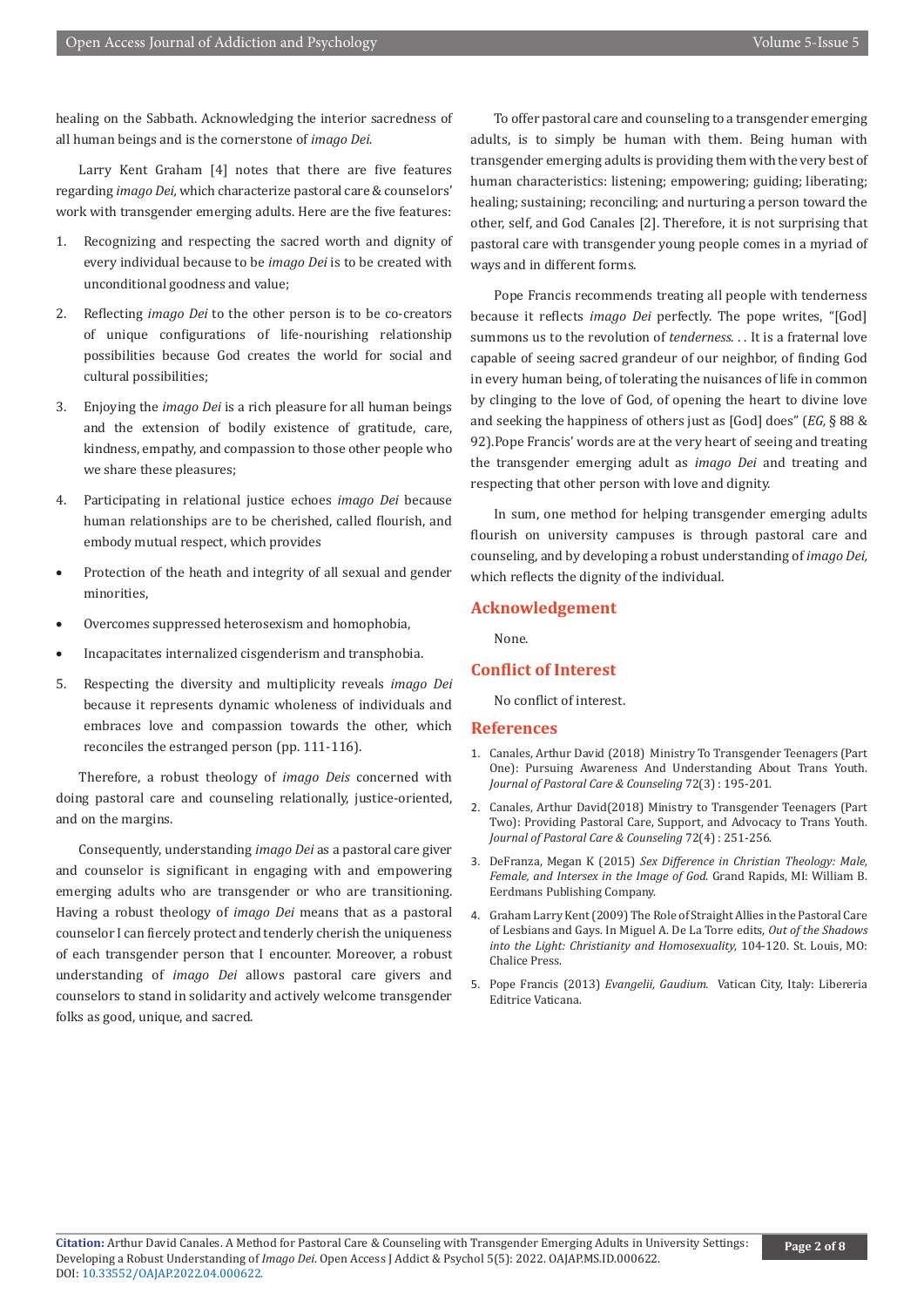healing on the Sabbath. Acknowledging the interior sacredness of all human beings and is the cornerstone of *imago Dei.*

Larry Kent Graham [4] notes that there are five features regarding *imago Dei,* which characterize pastoral care & counselors' work with transgender emerging adults. Here are the five features:

1. Recognizing and respecting the sacred worth and dignity of every individual because to be *imago Dei* is to be created with unconditional goodness and value;
2. Reflecting *imago Dei* to the other person is to be co-creators of unique configurations of life-nourishing relationship possibilities because God creates the world for social and cultural possibilities;
3. Enjoying the *imago Dei* is a rich pleasure for all human beings and the extension of bodily existence of gratitude, care, kindness, empathy, and compassion to those other people who we share these pleasures;
4. Participating in relational justice echoes *imago Dei* because human relationships are to be cherished, called flourish, and embody mutual respect, which provides

- Protection of the heath and integrity of all sexual and gender minorities,
- Overcomes suppressed heterosexism and homophobia,
- Incapacitates internalized cisgenderism and transphobia.

5. Respecting the diversity and multiplicity reveals *imago Dei* because it represents dynamic wholeness of individuals and embraces love and compassion towards the other, which reconciles the estranged person (pp. 111-116).

Therefore, a robust theology of *imago Deis* concerned with doing pastoral care and counseling relationally, justice-oriented, and on the margins.

Consequently, understanding *imago Dei* as a pastoral care giver and counselor is significant in engaging with and empowering emerging adults who are transgender or who are transitioning. Having a robust theology of *imago Dei* means that as a pastoral counselor I can fiercely protect and tenderly cherish the uniqueness of each transgender person that I encounter. Moreover, a robust understanding of *imago Dei* allows pastoral care givers and counselors to stand in solidarity and actively welcome transgender folks as good, unique, and sacred.

To offer pastoral care and counseling to a transgender emerging adults, is to simply be human with them. Being human with transgender emerging adults is providing them with the very best of human characteristics: listening; empowering; guiding; liberating; healing; sustaining; reconciling; and nurturing a person toward the other, self, and God Canales [2]. Therefore, it is not surprising that pastoral care with transgender young people comes in a myriad of ways and in different forms.

Pope Francis recommends treating all people with tenderness because it reflects *imago Dei* perfectly. The pope writes, "[God] summons us to the revolution of *tenderness*. . . It is a fraternal love capable of seeing sacred grandeur of our neighbor, of finding God in every human being, of tolerating the nuisances of life in common by clinging to the love of God, of opening the heart to divine love and seeking the happiness of others just as [God] does" (*EG,* § 88 & 92).Pope Francis' words are at the very heart of seeing and treating the transgender emerging adult as *imago Dei* and treating and respecting that other person with love and dignity.

In sum, one method for helping transgender emerging adults flourish on university campuses is through pastoral care and counseling, and by developing a robust understanding of *imago Dei,* which reflects the dignity of the individual.

## Acknowledgement

None.

## Conflict of Interest

No conflict of interest.

## References

1. Canales, Arthur David (2018) Ministry To Transgender Teenagers (Part One): Pursuing Awareness And Understanding About Trans Youth. *Journal of Pastoral Care & Counseling* 72(3) : 195-201.
2. Canales, Arthur David(2018) Ministry to Transgender Teenagers (Part Two): Providing Pastoral Care, Support, and Advocacy to Trans Youth. *Journal of Pastoral Care & Counseling* 72(4) : 251-256.
3. DeFranza, Megan K (2015) *Sex Difference in Christian Theology: Male, Female, and Intersex in the Image of God.* Grand Rapids, MI: William B. Eerdmans Publishing Company.
4. Graham Larry Kent (2009) The Role of Straight Allies in the Pastoral Care of Lesbians and Gays. In Miguel A. De La Torre edits, *Out of the Shadows into the Light: Christianity and Homosexuality,* 104-120. St. Louis, MO: Chalice Press.
5. Pope Francis (2013) *Evangelii, Gaudium.* Vatican City, Italy: Libereria Editrice Vaticana.